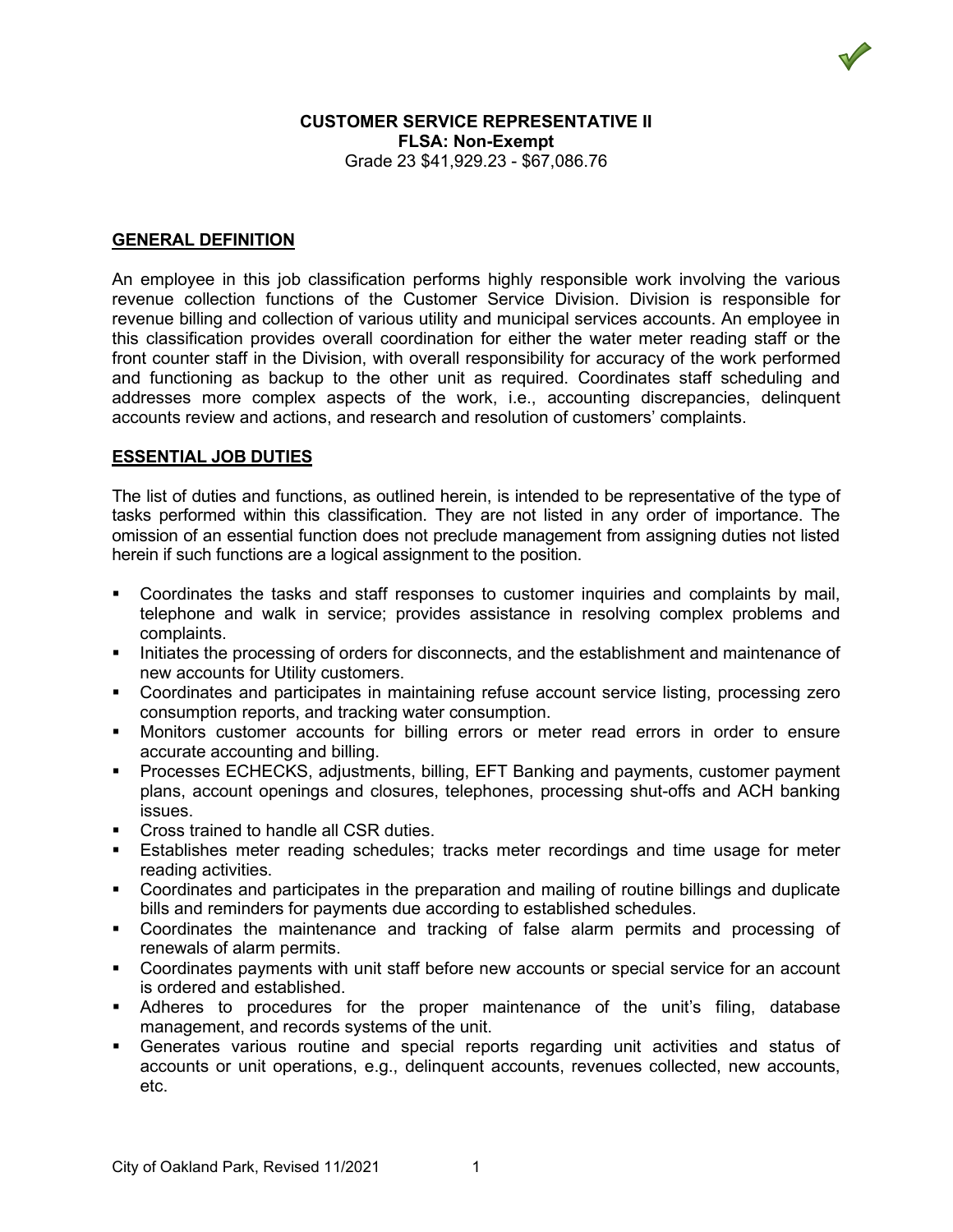**CUSTOMER SERVICE REPRESENTATIVE II**
**FLSA: Non-Exempt**
Grade 23 $41,929.23 - $67,086.76

## GENERAL DEFINITION

An employee in this job classification performs highly responsible work involving the various revenue collection functions of the Customer Service Division. Division is responsible for revenue billing and collection of various utility and municipal services accounts. An employee in this classification provides overall coordination for either the water meter reading staff or the front counter staff in the Division, with overall responsibility for accuracy of the work performed and functioning as backup to the other unit as required. Coordinates staff scheduling and addresses more complex aspects of the work, i.e., accounting discrepancies, delinquent accounts review and actions, and research and resolution of customers' complaints.

## ESSENTIAL JOB DUTIES

The list of duties and functions, as outlined herein, is intended to be representative of the type of tasks performed within this classification. They are not listed in any order of importance. The omission of an essential function does not preclude management from assigning duties not listed herein if such functions are a logical assignment to the position.

- Coordinates the tasks and staff responses to customer inquiries and complaints by mail, telephone and walk in service; provides assistance in resolving complex problems and complaints.
- Initiates the processing of orders for disconnects, and the establishment and maintenance of new accounts for Utility customers.
- Coordinates and participates in maintaining refuse account service listing, processing zero consumption reports, and tracking water consumption.
- Monitors customer accounts for billing errors or meter read errors in order to ensure accurate accounting and billing.
- Processes ECHECKS, adjustments, billing, EFT Banking and payments, customer payment plans, account openings and closures, telephones, processing shut-offs and ACH banking issues.
- Cross trained to handle all CSR duties.
- Establishes meter reading schedules; tracks meter recordings and time usage for meter reading activities.
- Coordinates and participates in the preparation and mailing of routine billings and duplicate bills and reminders for payments due according to established schedules.
- Coordinates the maintenance and tracking of false alarm permits and processing of renewals of alarm permits.
- Coordinates payments with unit staff before new accounts or special service for an account is ordered and established.
- Adheres to procedures for the proper maintenance of the unit's filing, database management, and records systems of the unit.
- Generates various routine and special reports regarding unit activities and status of accounts or unit operations, e.g., delinquent accounts, revenues collected, new accounts, etc.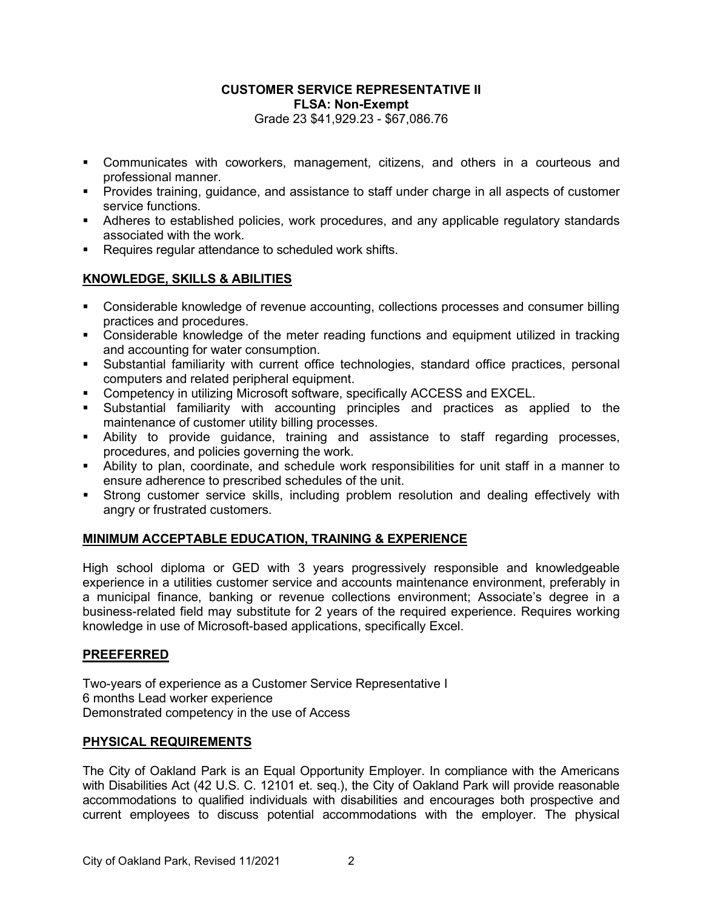**CUSTOMER SERVICE REPRESENTATIVE II**
**FLSA: Non-Exempt**
Grade 23 $41,929.23 - $67,086.76

- Communicates with coworkers, management, citizens, and others in a courteous and professional manner.
- Provides training, guidance, and assistance to staff under charge in all aspects of customer service functions.
- Adheres to established policies, work procedures, and any applicable regulatory standards associated with the work.
- Requires regular attendance to scheduled work shifts.

## KNOWLEDGE, SKILLS & ABILITIES

- Considerable knowledge of revenue accounting, collections processes and consumer billing practices and procedures.
- Considerable knowledge of the meter reading functions and equipment utilized in tracking and accounting for water consumption.
- Substantial familiarity with current office technologies, standard office practices, personal computers and related peripheral equipment.
- Competency in utilizing Microsoft software, specifically ACCESS and EXCEL.
- Substantial familiarity with accounting principles and practices as applied to the maintenance of customer utility billing processes.
- Ability to provide guidance, training and assistance to staff regarding processes, procedures, and policies governing the work.
- Ability to plan, coordinate, and schedule work responsibilities for unit staff in a manner to ensure adherence to prescribed schedules of the unit.
- Strong customer service skills, including problem resolution and dealing effectively with angry or frustrated customers.

## MINIMUM ACCEPTABLE EDUCATION, TRAINING & EXPERIENCE

High school diploma or GED with 3 years progressively responsible and knowledgeable experience in a utilities customer service and accounts maintenance environment, preferably in a municipal finance, banking or revenue collections environment; Associate's degree in a business-related field may substitute for 2 years of the required experience. Requires working knowledge in use of Microsoft-based applications, specifically Excel.

## PREEFERRED

Two-years of experience as a Customer Service Representative I
6 months Lead worker experience
Demonstrated competency in the use of Access

## PHYSICAL REQUIREMENTS

The City of Oakland Park is an Equal Opportunity Employer. In compliance with the Americans with Disabilities Act (42 U.S. C. 12101 et. seq.), the City of Oakland Park will provide reasonable accommodations to qualified individuals with disabilities and encourages both prospective and current employees to discuss potential accommodations with the employer. The physical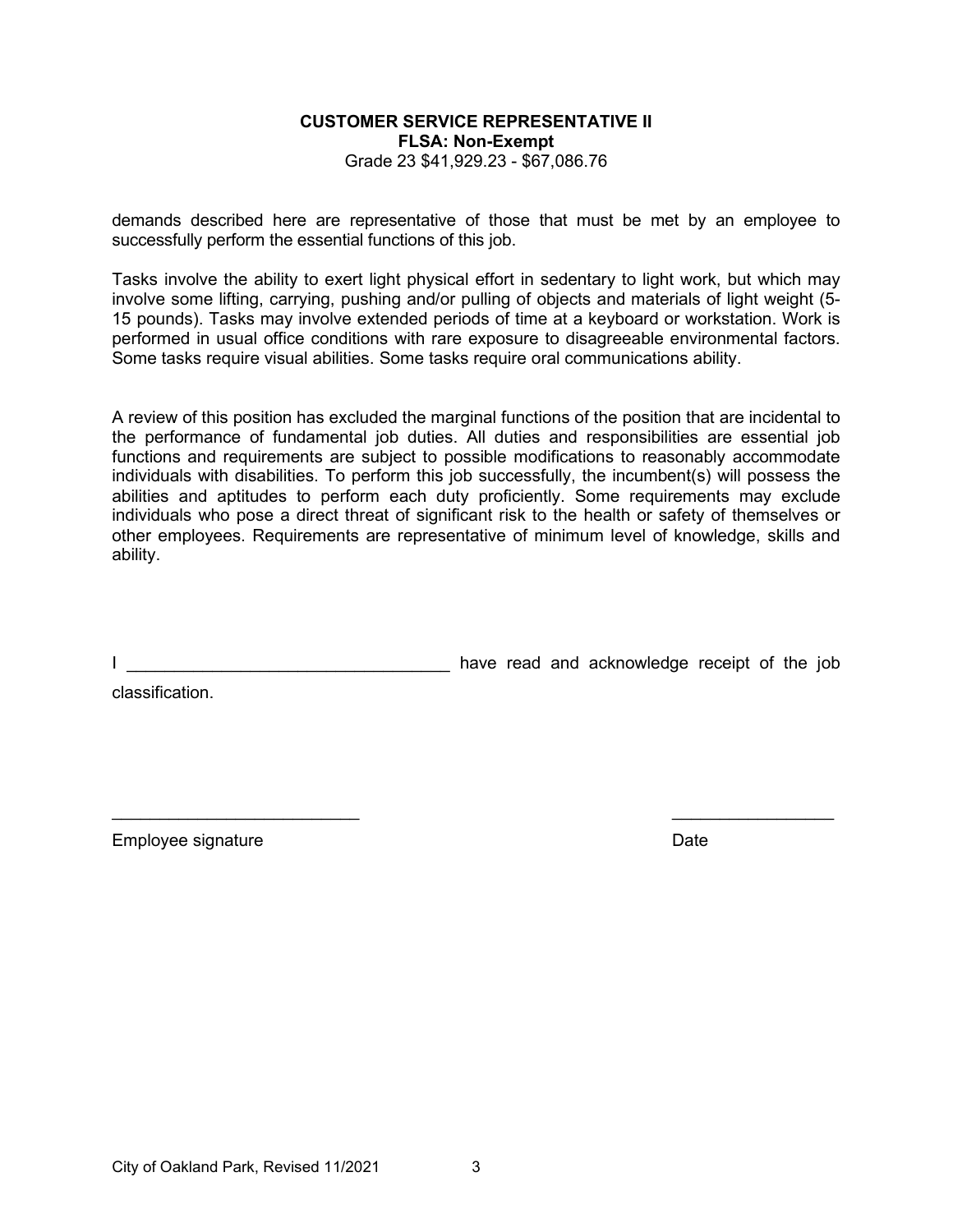demands described here are representative of those that must be met by an employee to successfully perform the essential functions of this job.

Tasks involve the ability to exert light physical effort in sedentary to light work, but which may involve some lifting, carrying, pushing and/or pulling of objects and materials of light weight (5-15 pounds). Tasks may involve extended periods of time at a keyboard or workstation. Work is performed in usual office conditions with rare exposure to disagreeable environmental factors. Some tasks require visual abilities. Some tasks require oral communications ability.

A review of this position has excluded the marginal functions of the position that are incidental to the performance of fundamental job duties. All duties and responsibilities are essential job functions and requirements are subject to possible modifications to reasonably accommodate individuals with disabilities. To perform this job successfully, the incumbent(s) will possess the abilities and aptitudes to perform each duty proficiently. Some requirements may exclude individuals who pose a direct threat of significant risk to the health or safety of themselves or other employees. Requirements are representative of minimum level of knowledge, skills and ability.

I __________________________________ have read and acknowledge receipt of the job classification.

___________________________ &nbsp;&nbsp;&nbsp;&nbsp;&nbsp;&nbsp;&nbsp;&nbsp; _________________

Employee signature &nbsp;&nbsp;&nbsp;&nbsp;&nbsp;&nbsp;&nbsp;&nbsp; Date